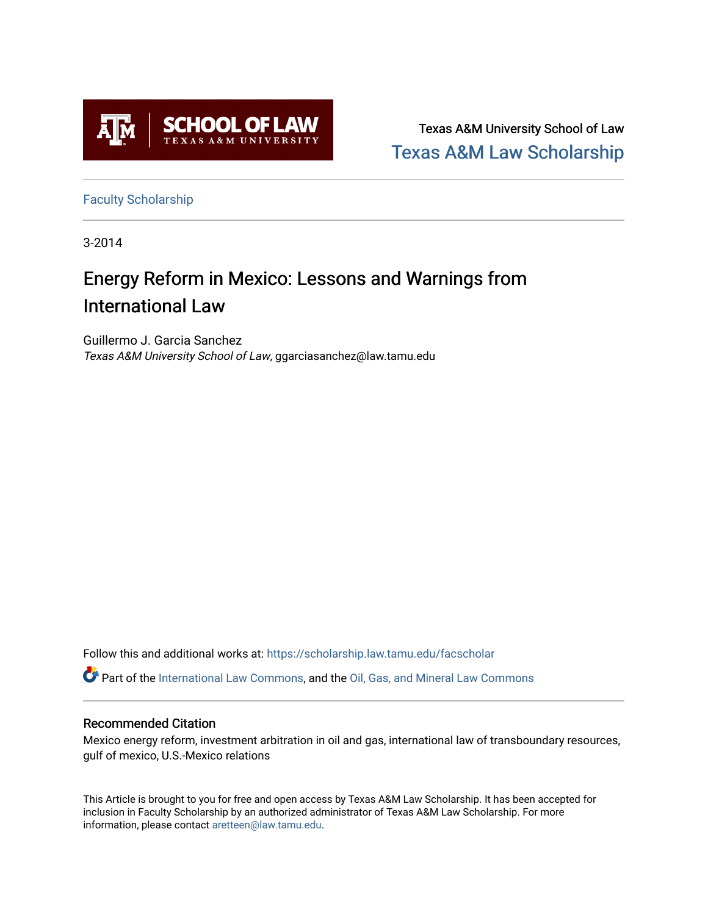**SCHOOL OF LAW**
TEXAS A&M UNIVERSITY

Texas A&M University School of Law
Texas A&M Law Scholarship

Faculty Scholarship

3-2014

# Energy Reform in Mexico: Lessons and Warnings from International Law

Guillermo J. Garcia Sanchez
*Texas A&M University School of Law*, ggarciasanchez@law.tamu.edu

Follow this and additional works at: https://scholarship.law.tamu.edu/facscholar

Part of the International Law Commons, and the Oil, Gas, and Mineral Law Commons

## Recommended Citation

Mexico energy reform, investment arbitration in oil and gas, international law of transboundary resources, gulf of mexico, U.S.-Mexico relations

This Article is brought to you for free and open access by Texas A&M Law Scholarship. It has been accepted for inclusion in Faculty Scholarship by an authorized administrator of Texas A&M Law Scholarship. For more information, please contact aretteen@law.tamu.edu.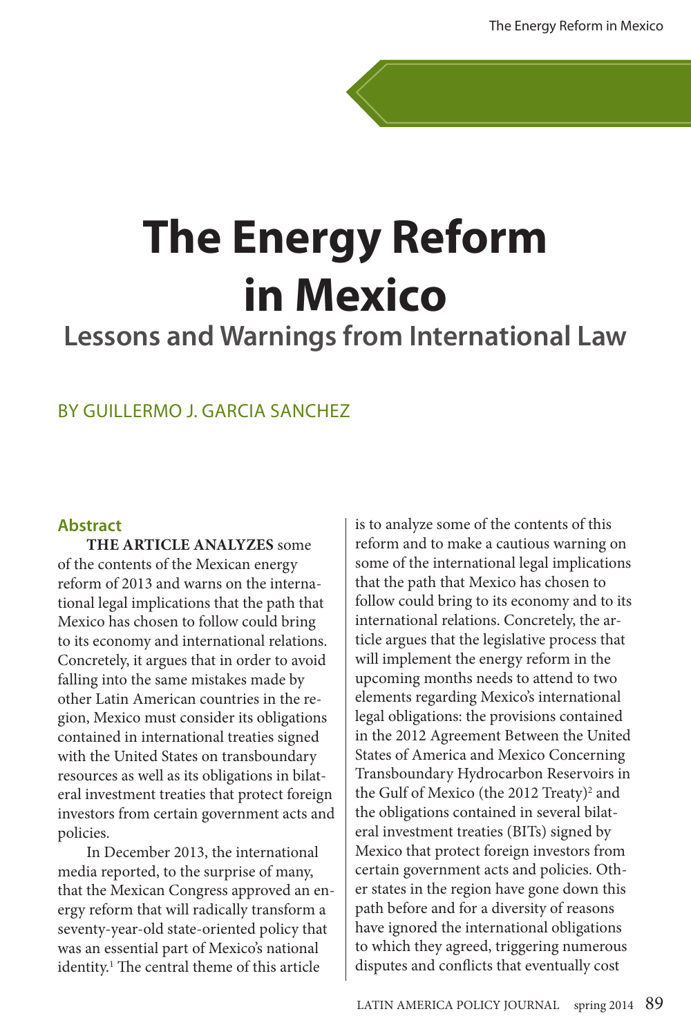# The Energy Reform in Mexico

## Lessons and Warnings from International Law

BY GUILLERMO J. GARCIA SANCHEZ

### Abstract

**THE ARTICLE ANALYZES** some of the contents of the Mexican energy reform of 2013 and warns on the international legal implications that the path that Mexico has chosen to follow could bring to its economy and international relations. Concretely, it argues that in order to avoid falling into the same mistakes made by other Latin American countries in the region, Mexico must consider its obligations contained in international treaties signed with the United States on transboundary resources as well as its obligations in bilateral investment treaties that protect foreign investors from certain government acts and policies.

In December 2013, the international media reported, to the surprise of many, that the Mexican Congress approved an energy reform that will radically transform a seventy-year-old state-oriented policy that was an essential part of Mexico's national identity.[1] The central theme of this article is to analyze some of the contents of this reform and to make a cautious warning on some of the international legal implications that the path that Mexico has chosen to follow could bring to its economy and to its international relations. Concretely, the article argues that the legislative process that will implement the energy reform in the upcoming months needs to attend to two elements regarding Mexico's international legal obligations: the provisions contained in the 2012 Agreement Between the United States of America and Mexico Concerning Transboundary Hydrocarbon Reservoirs in the Gulf of Mexico (the 2012 Treaty)[2] and the obligations contained in several bilateral investment treaties (BITs) signed by Mexico that protect foreign investors from certain government acts and policies. Other states in the region have gone down this path before and for a diversity of reasons have ignored the international obligations to which they agreed, triggering numerous disputes and conflicts that eventually cost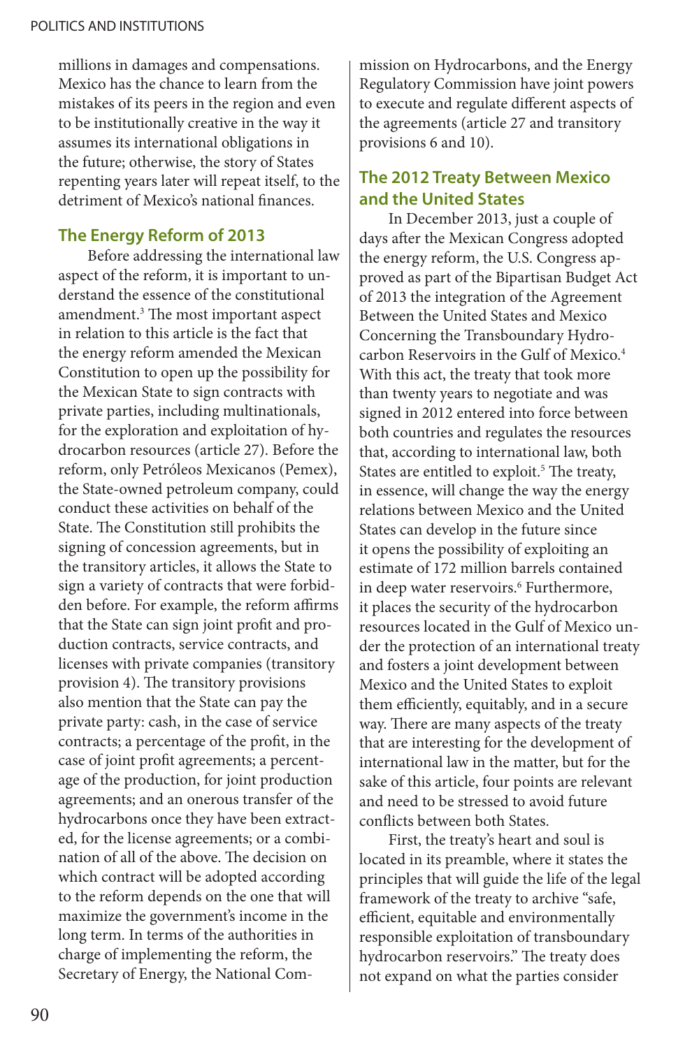millions in damages and compensations. Mexico has the chance to learn from the mistakes of its peers in the region and even to be institutionally creative in the way it assumes its international obligations in the future; otherwise, the story of States repenting years later will repeat itself, to the detriment of Mexico's national finances.

## The Energy Reform of 2013

Before addressing the international law aspect of the reform, it is important to understand the essence of the constitutional amendment.[3] The most important aspect in relation to this article is the fact that the energy reform amended the Mexican Constitution to open up the possibility for the Mexican State to sign contracts with private parties, including multinationals, for the exploration and exploitation of hydrocarbon resources (article 27). Before the reform, only Petróleos Mexicanos (Pemex), the State-owned petroleum company, could conduct these activities on behalf of the State. The Constitution still prohibits the signing of concession agreements, but in the transitory articles, it allows the State to sign a variety of contracts that were forbidden before. For example, the reform affirms that the State can sign joint profit and production contracts, service contracts, and licenses with private companies (transitory provision 4). The transitory provisions also mention that the State can pay the private party: cash, in the case of service contracts; a percentage of the profit, in the case of joint profit agreements; a percentage of the production, for joint production agreements; and an onerous transfer of the hydrocarbons once they have been extracted, for the license agreements; or a combination of all of the above. The decision on which contract will be adopted according to the reform depends on the one that will maximize the government's income in the long term. In terms of the authorities in charge of implementing the reform, the Secretary of Energy, the National Commission on Hydrocarbons, and the Energy Regulatory Commission have joint powers to execute and regulate different aspects of the agreements (article 27 and transitory provisions 6 and 10).

## The 2012 Treaty Between Mexico and the United States

In December 2013, just a couple of days after the Mexican Congress adopted the energy reform, the U.S. Congress approved as part of the Bipartisan Budget Act of 2013 the integration of the Agreement Between the United States and Mexico Concerning the Transboundary Hydrocarbon Reservoirs in the Gulf of Mexico.[4] With this act, the treaty that took more than twenty years to negotiate and was signed in 2012 entered into force between both countries and regulates the resources that, according to international law, both States are entitled to exploit.[5] The treaty, in essence, will change the way the energy relations between Mexico and the United States can develop in the future since it opens the possibility of exploiting an estimate of 172 million barrels contained in deep water reservoirs.[6] Furthermore, it places the security of the hydrocarbon resources located in the Gulf of Mexico under the protection of an international treaty and fosters a joint development between Mexico and the United States to exploit them efficiently, equitably, and in a secure way. There are many aspects of the treaty that are interesting for the development of international law in the matter, but for the sake of this article, four points are relevant and need to be stressed to avoid future conflicts between both States.

First, the treaty's heart and soul is located in its preamble, where it states the principles that will guide the life of the legal framework of the treaty to archive "safe, efficient, equitable and environmentally responsible exploitation of transboundary hydrocarbon reservoirs." The treaty does not expand on what the parties consider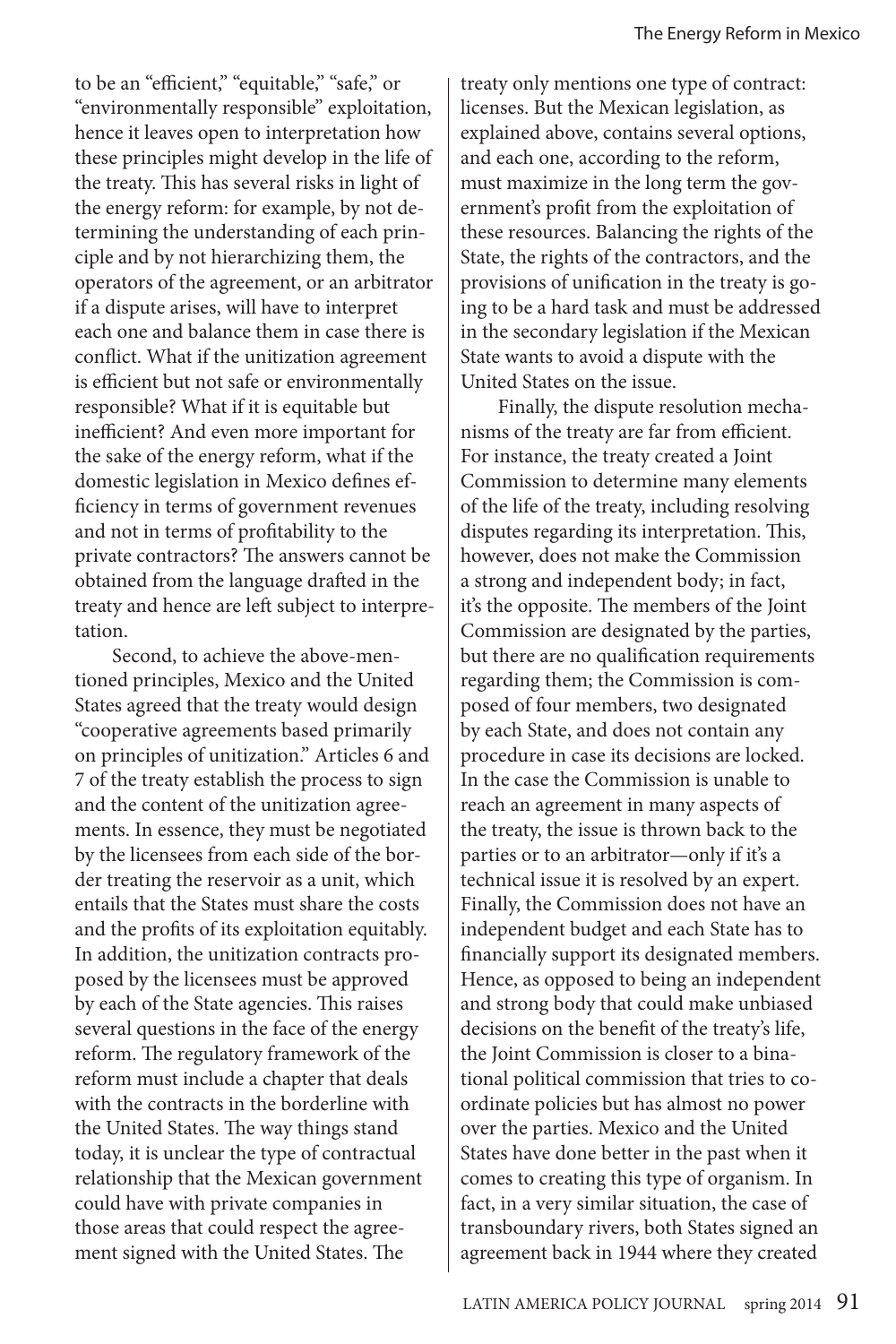to be an "efficient," "equitable," "safe," or "environmentally responsible" exploitation, hence it leaves open to interpretation how these principles might develop in the life of the treaty. This has several risks in light of the energy reform: for example, by not determining the understanding of each principle and by not hierarchizing them, the operators of the agreement, or an arbitrator if a dispute arises, will have to interpret each one and balance them in case there is conflict. What if the unitization agreement is efficient but not safe or environmentally responsible? What if it is equitable but inefficient? And even more important for the sake of the energy reform, what if the domestic legislation in Mexico defines efficiency in terms of government revenues and not in terms of profitability to the private contractors? The answers cannot be obtained from the language drafted in the treaty and hence are left subject to interpretation.

Second, to achieve the above-mentioned principles, Mexico and the United States agreed that the treaty would design "cooperative agreements based primarily on principles of unitization." Articles 6 and 7 of the treaty establish the process to sign and the content of the unitization agreements. In essence, they must be negotiated by the licensees from each side of the border treating the reservoir as a unit, which entails that the States must share the costs and the profits of its exploitation equitably. In addition, the unitization contracts proposed by the licensees must be approved by each of the State agencies. This raises several questions in the face of the energy reform. The regulatory framework of the reform must include a chapter that deals with the contracts in the borderline with the United States. The way things stand today, it is unclear the type of contractual relationship that the Mexican government could have with private companies in those areas that could respect the agreement signed with the United States. The treaty only mentions one type of contract: licenses. But the Mexican legislation, as explained above, contains several options, and each one, according to the reform, must maximize in the long term the government's profit from the exploitation of these resources. Balancing the rights of the State, the rights of the contractors, and the provisions of unification in the treaty is going to be a hard task and must be addressed in the secondary legislation if the Mexican State wants to avoid a dispute with the United States on the issue.

Finally, the dispute resolution mechanisms of the treaty are far from efficient. For instance, the treaty created a Joint Commission to determine many elements of the life of the treaty, including resolving disputes regarding its interpretation. This, however, does not make the Commission a strong and independent body; in fact, it's the opposite. The members of the Joint Commission are designated by the parties, but there are no qualification requirements regarding them; the Commission is composed of four members, two designated by each State, and does not contain any procedure in case its decisions are locked. In the case the Commission is unable to reach an agreement in many aspects of the treaty, the issue is thrown back to the parties or to an arbitrator—only if it's a technical issue it is resolved by an expert. Finally, the Commission does not have an independent budget and each State has to financially support its designated members. Hence, as opposed to being an independent and strong body that could make unbiased decisions on the benefit of the treaty's life, the Joint Commission is closer to a binational political commission that tries to coordinate policies but has almost no power over the parties. Mexico and the United States have done better in the past when it comes to creating this type of organism. In fact, in a very similar situation, the case of transboundary rivers, both States signed an agreement back in 1944 where they created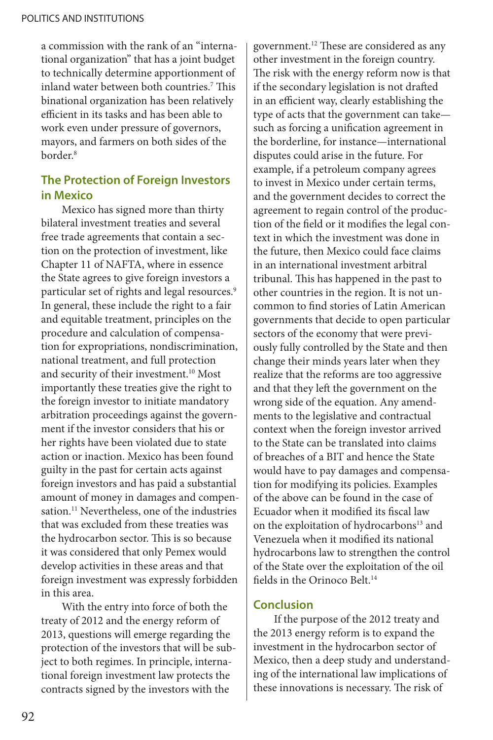a commission with the rank of an "international organization" that has a joint budget to technically determine apportionment of inland water between both countries.[7] This binational organization has been relatively efficient in its tasks and has been able to work even under pressure of governors, mayors, and farmers on both sides of the border.[8]

## The Protection of Foreign Investors in Mexico

Mexico has signed more than thirty bilateral investment treaties and several free trade agreements that contain a section on the protection of investment, like Chapter 11 of NAFTA, where in essence the State agrees to give foreign investors a particular set of rights and legal resources.[9] In general, these include the right to a fair and equitable treatment, principles on the procedure and calculation of compensation for expropriations, nondiscrimination, national treatment, and full protection and security of their investment.[10] Most importantly these treaties give the right to the foreign investor to initiate mandatory arbitration proceedings against the government if the investor considers that his or her rights have been violated due to state action or inaction. Mexico has been found guilty in the past for certain acts against foreign investors and has paid a substantial amount of money in damages and compensation.[11] Nevertheless, one of the industries that was excluded from these treaties was the hydrocarbon sector. This is so because it was considered that only Pemex would develop activities in these areas and that foreign investment was expressly forbidden in this area.

With the entry into force of both the treaty of 2012 and the energy reform of 2013, questions will emerge regarding the protection of the investors that will be subject to both regimes. In principle, international foreign investment law protects the contracts signed by the investors with the government.[12] These are considered as any other investment in the foreign country. The risk with the energy reform now is that if the secondary legislation is not drafted in an efficient way, clearly establishing the type of acts that the government can take—such as forcing a unification agreement in the borderline, for instance—international disputes could arise in the future. For example, if a petroleum company agrees to invest in Mexico under certain terms, and the government decides to correct the agreement to regain control of the production of the field or it modifies the legal context in which the investment was done in the future, then Mexico could face claims in an international investment arbitral tribunal. This has happened in the past to other countries in the region. It is not uncommon to find stories of Latin American governments that decide to open particular sectors of the economy that were previously fully controlled by the State and then change their minds years later when they realize that the reforms are too aggressive and that they left the government on the wrong side of the equation. Any amendments to the legislative and contractual context when the foreign investor arrived to the State can be translated into claims of breaches of a BIT and hence the State would have to pay damages and compensation for modifying its policies. Examples of the above can be found in the case of Ecuador when it modified its fiscal law on the exploitation of hydrocarbons[13] and Venezuela when it modified its national hydrocarbons law to strengthen the control of the State over the exploitation of the oil fields in the Orinoco Belt.[14]

## Conclusion

If the purpose of the 2012 treaty and the 2013 energy reform is to expand the investment in the hydrocarbon sector of Mexico, then a deep study and understanding of the international law implications of these innovations is necessary. The risk of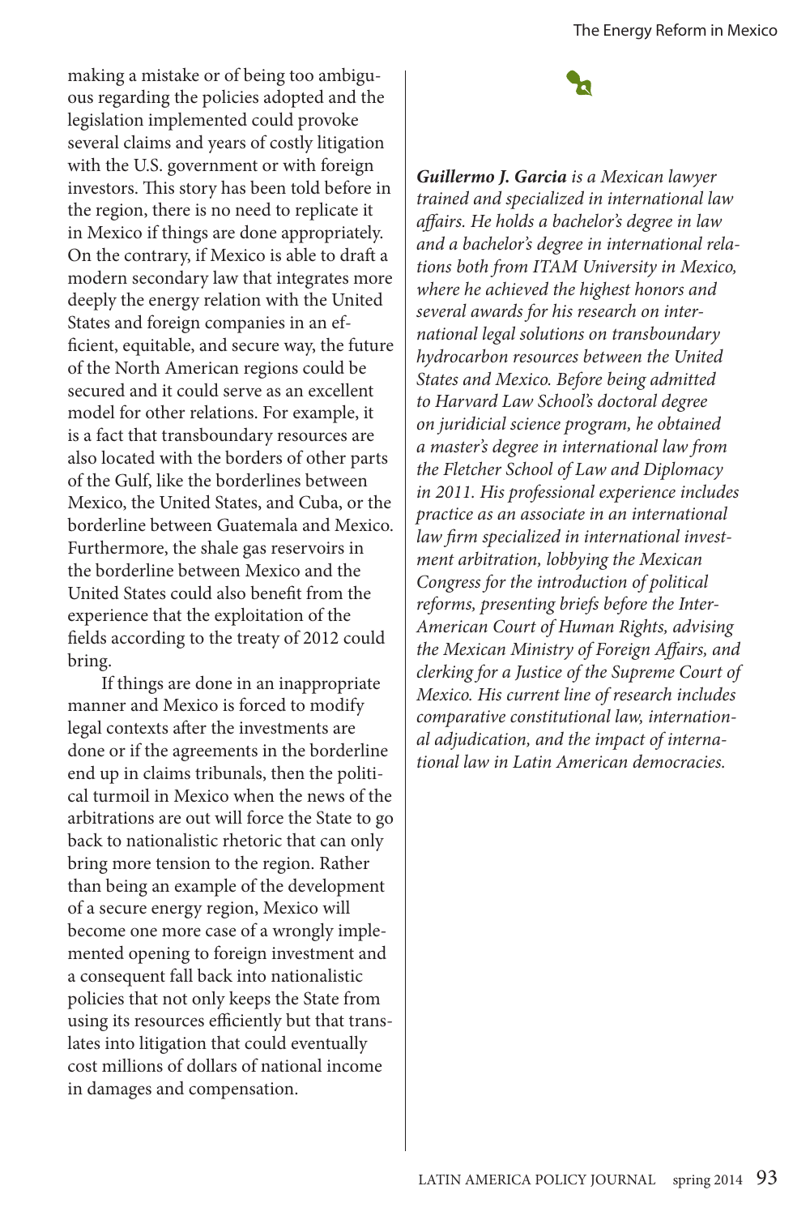making a mistake or of being too ambiguous regarding the policies adopted and the legislation implemented could provoke several claims and years of costly litigation with the U.S. government or with foreign investors. This story has been told before in the region, there is no need to replicate it in Mexico if things are done appropriately. On the contrary, if Mexico is able to draft a modern secondary law that integrates more deeply the energy relation with the United States and foreign companies in an efficient, equitable, and secure way, the future of the North American regions could be secured and it could serve as an excellent model for other relations. For example, it is a fact that transboundary resources are also located with the borders of other parts of the Gulf, like the borderlines between Mexico, the United States, and Cuba, or the borderline between Guatemala and Mexico. Furthermore, the shale gas reservoirs in the borderline between Mexico and the United States could also benefit from the experience that the exploitation of the fields according to the treaty of 2012 could bring.

If things are done in an inappropriate manner and Mexico is forced to modify legal contexts after the investments are done or if the agreements in the borderline end up in claims tribunals, then the political turmoil in Mexico when the news of the arbitrations are out will force the State to go back to nationalistic rhetoric that can only bring more tension to the region. Rather than being an example of the development of a secure energy region, Mexico will become one more case of a wrongly implemented opening to foreign investment and a consequent fall back into nationalistic policies that not only keeps the State from using its resources efficiently but that translates into litigation that could eventually cost millions of dollars of national income in damages and compensation.

***Guillermo J. Garcia*** *is a Mexican lawyer trained and specialized in international law affairs. He holds a bachelor's degree in law and a bachelor's degree in international relations both from ITAM University in Mexico, where he achieved the highest honors and several awards for his research on international legal solutions on transboundary hydrocarbon resources between the United States and Mexico. Before being admitted to Harvard Law School's doctoral degree on juridicial science program, he obtained a master's degree in international law from the Fletcher School of Law and Diplomacy in 2011. His professional experience includes practice as an associate in an international law firm specialized in international investment arbitration, lobbying the Mexican Congress for the introduction of political reforms, presenting briefs before the Inter-American Court of Human Rights, advising the Mexican Ministry of Foreign Affairs, and clerking for a Justice of the Supreme Court of Mexico. His current line of research includes comparative constitutional law, international adjudication, and the impact of international law in Latin American democracies.*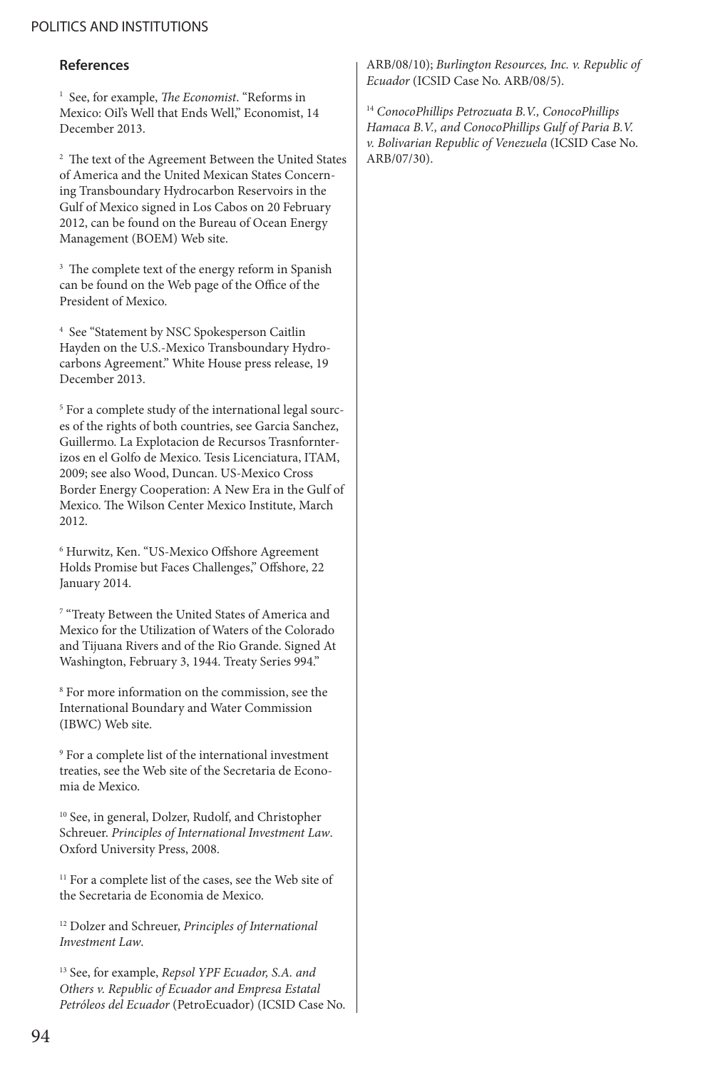## References

[1] See, for example, *The Economist*. "Reforms in Mexico: Oil's Well that Ends Well," Economist, 14 December 2013.

[2] The text of the Agreement Between the United States of America and the United Mexican States Concerning Transboundary Hydrocarbon Reservoirs in the Gulf of Mexico signed in Los Cabos on 20 February 2012, can be found on the Bureau of Ocean Energy Management (BOEM) Web site.

[3] The complete text of the energy reform in Spanish can be found on the Web page of the Office of the President of Mexico.

[4] See "Statement by NSC Spokesperson Caitlin Hayden on the U.S.-Mexico Transboundary Hydrocarbons Agreement." White House press release, 19 December 2013.

[5] For a complete study of the international legal sources of the rights of both countries, see Garcia Sanchez, Guillermo. La Explotacion de Recursos Trasnfornterizos en el Golfo de Mexico. Tesis Licenciatura, ITAM, 2009; see also Wood, Duncan. US-Mexico Cross Border Energy Cooperation: A New Era in the Gulf of Mexico. The Wilson Center Mexico Institute, March 2012.

[6] Hurwitz, Ken. "US-Mexico Offshore Agreement Holds Promise but Faces Challenges," Offshore, 22 January 2014.

[7] "Treaty Between the United States of America and Mexico for the Utilization of Waters of the Colorado and Tijuana Rivers and of the Rio Grande. Signed At Washington, February 3, 1944. Treaty Series 994."

[8] For more information on the commission, see the International Boundary and Water Commission (IBWC) Web site.

[9] For a complete list of the international investment treaties, see the Web site of the Secretaria de Economia de Mexico.

[10] See, in general, Dolzer, Rudolf, and Christopher Schreuer. *Principles of International Investment Law*. Oxford University Press, 2008.

[11] For a complete list of the cases, see the Web site of the Secretaria de Economia de Mexico.

[12] Dolzer and Schreuer, *Principles of International Investment Law*.

[13] See, for example, *Repsol YPF Ecuador, S.A. and Others v. Republic of Ecuador and Empresa Estatal Petróleos del Ecuador* (PetroEcuador) (ICSID Case No. ARB/08/10); *Burlington Resources, Inc. v. Republic of Ecuador* (ICSID Case No. ARB/08/5).

[14] *ConocoPhillips Petrozuata B.V., ConocoPhillips Hamaca B.V., and ConocoPhillips Gulf of Paria B.V. v. Bolivarian Republic of Venezuela* (ICSID Case No. ARB/07/30).